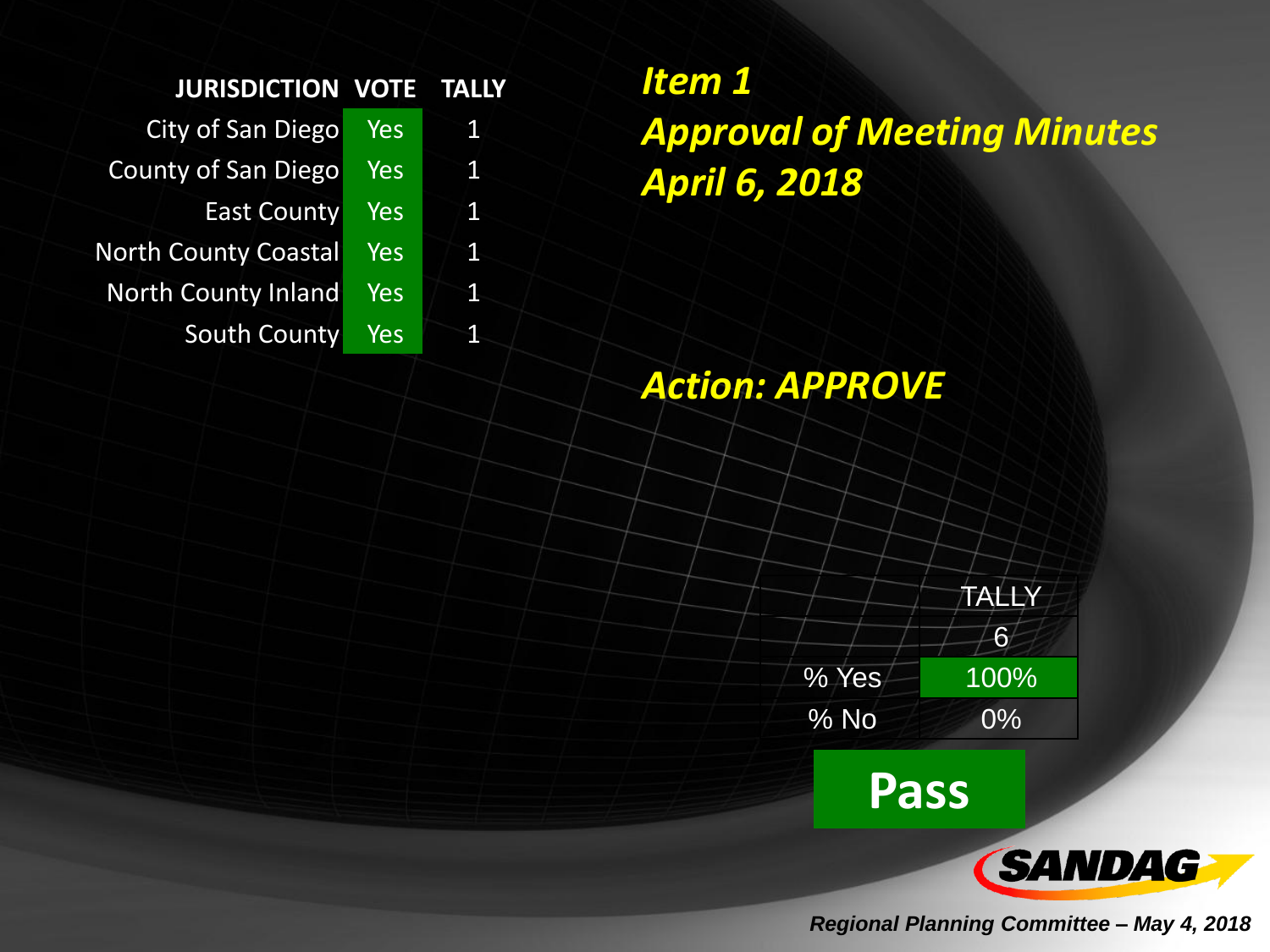## Item 1
## Approval of Meeting Minutes
## April 6, 2018

| JURISDICTION | VOTE | TALLY |
| --- | --- | --- |
| City of San Diego | Yes | 1 |
| County of San Diego | Yes | 1 |
| East County | Yes | 1 |
| North County Coastal | Yes | 1 |
| North County Inland | Yes | 1 |
| South County | Yes | 1 |

### Action: APPROVE

| | TALLY |
| --- | --- |
| | 6 |
| % Yes | 100% |
| % No | 0% |

**Pass**

SANDAG

*Regional Planning Committee – May 4, 2018*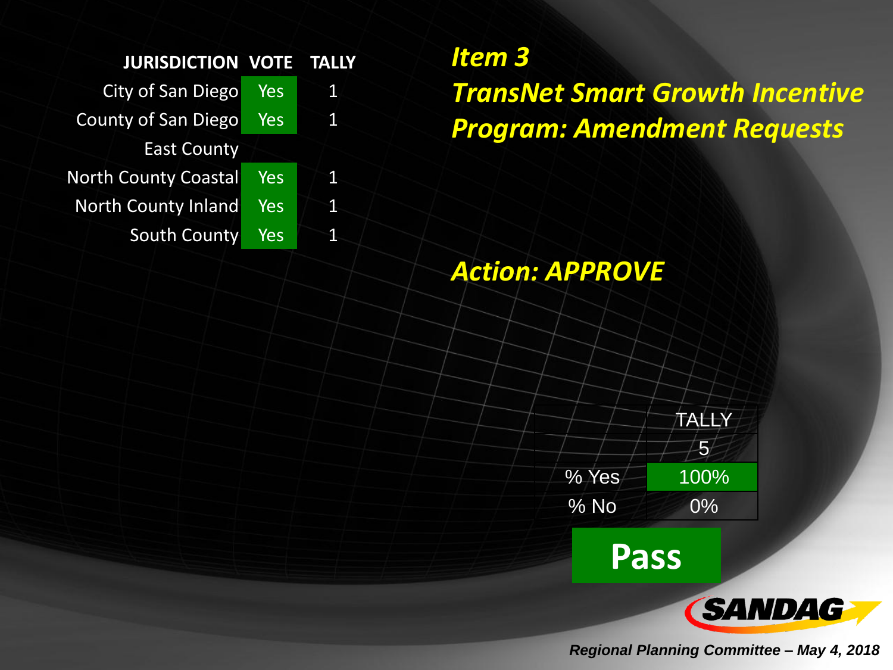## Item 3

## TransNet Smart Growth Incentive Program: Amendment Requests

| JURISDICTION | VOTE | TALLY |
|---|---|---|
| City of San Diego | Yes | 1 |
| County of San Diego | Yes | 1 |
| East County | | |
| North County Coastal | Yes | 1 |
| North County Inland | Yes | 1 |
| South County | Yes | 1 |

***Action: APPROVE***

| | TALLY |
|---|---|
| | 5 |
| % Yes | 100% |
| % No | 0% |

**Pass**

SANDAG

*Regional Planning Committee – May 4, 2018*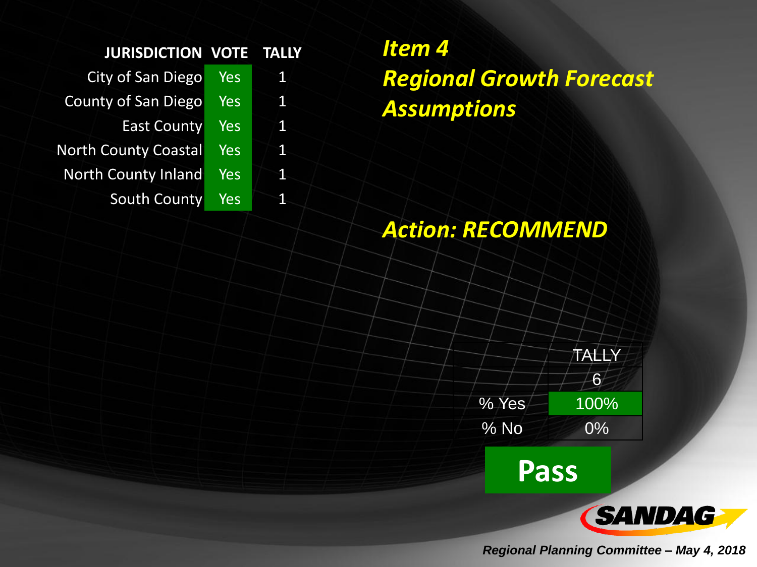## *Item 4*
## *Regional Growth Forecast Assumptions*

| JURISDICTION | VOTE | TALLY |
|---|---|---|
| City of San Diego | Yes | 1 |
| County of San Diego | Yes | 1 |
| East County | Yes | 1 |
| North County Coastal | Yes | 1 |
| North County Inland | Yes | 1 |
| South County | Yes | 1 |

## *Action: RECOMMEND*

| | TALLY |
|---|---|
| | 6 |
| % Yes | 100% |
| % No | 0% |

**Pass**

*Regional Planning Committee – May 4, 2018*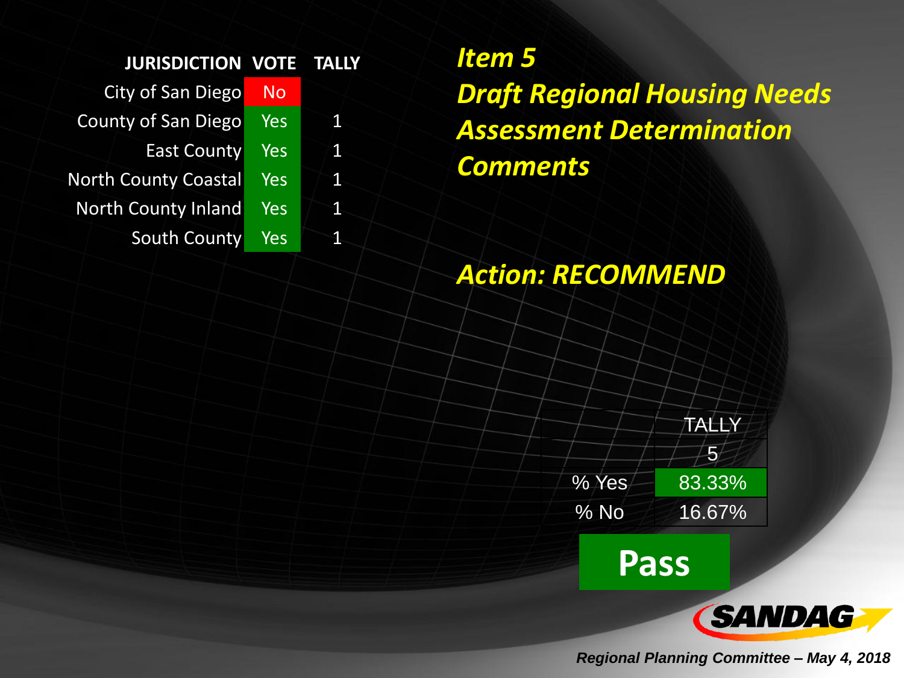| JURISDICTION | VOTE | TALLY |
| --- | --- | --- |
| City of San Diego | No | |
| County of San Diego | Yes | 1 |
| East County | Yes | 1 |
| North County Coastal | Yes | 1 |
| North County Inland | Yes | 1 |
| South County | Yes | 1 |

## *Item 5*
## *Draft Regional Housing Needs Assessment Determination Comments*

## *Action: RECOMMEND*

| | TALLY |
| --- | --- |
| | 5 |
| % Yes | 83.33% |
| % No | 16.67% |

**Pass**

SANDAG

*Regional Planning Committee – May 4, 2018*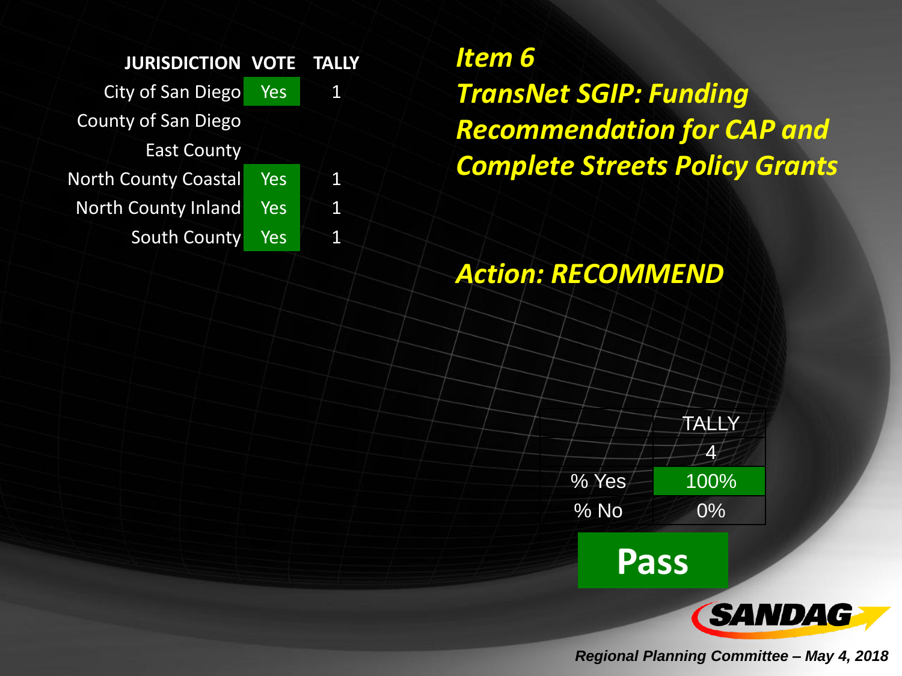| JURISDICTION | VOTE | TALLY |
| --- | --- | --- |
| City of San Diego | Yes | 1 |
| County of San Diego | | |
| East County | | |
| North County Coastal | Yes | 1 |
| North County Inland | Yes | 1 |
| South County | Yes | 1 |

## *Item 6*
## *TransNet SGIP: Funding Recommendation for CAP and Complete Streets Policy Grants*

## *Action: RECOMMEND*

| | TALLY |
| --- | --- |
| | 4 |
| % Yes | 100% |
| % No | 0% |

**Pass**

SANDAG

*Regional Planning Committee – May 4, 2018*